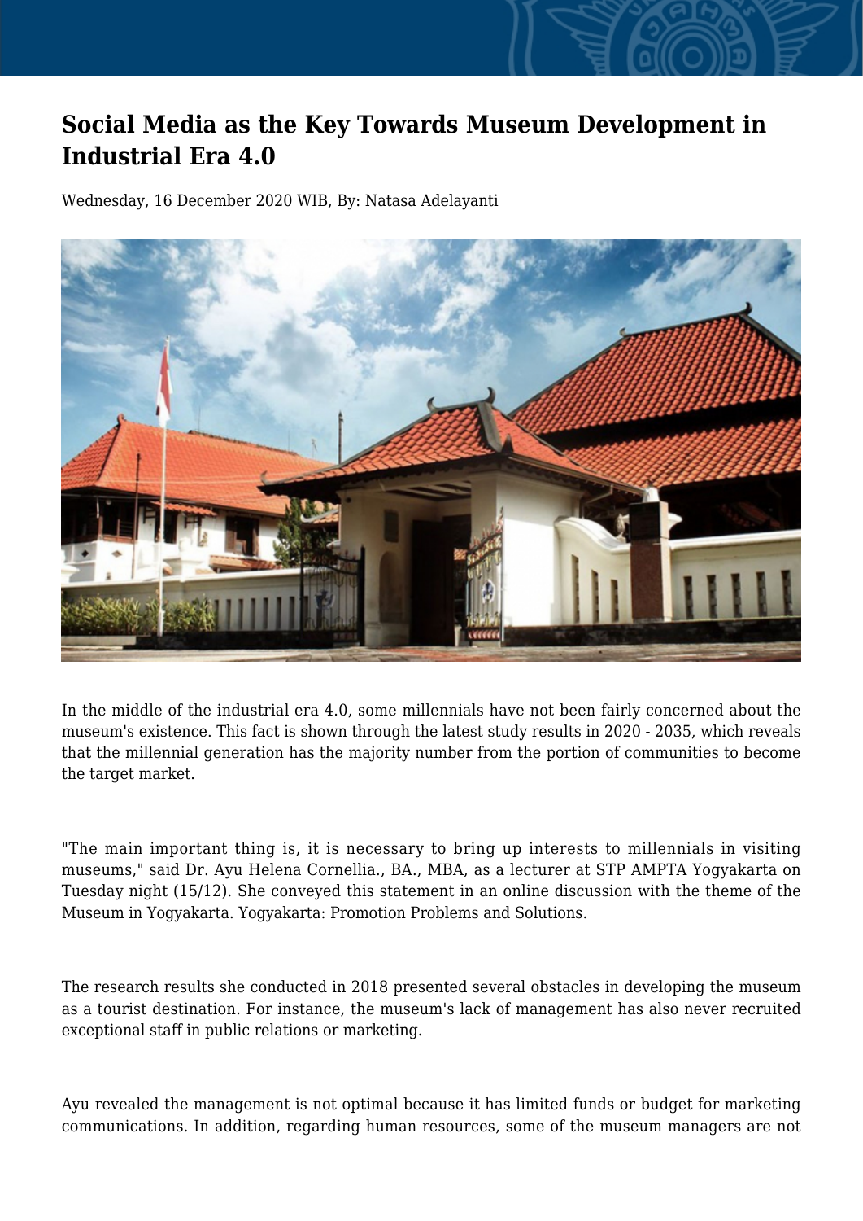# Social Media as the Key Towards Museum Development in Industrial Era 4.0

Wednesday, 16 December 2020 WIB, By: Natasa Adelayanti

In the middle of the industrial era 4.0, some millennials have not been fairly concerned about the museum's existence. This fact is shown through the latest study results in 2020 - 2035, which reveals that the millennial generation has the majority number from the portion of communities to become the target market.

"The main important thing is, it is necessary to bring up interests to millennials in visiting museums," said Dr. Ayu Helena Cornellia., BA., MBA, as a lecturer at STP AMPTA Yogyakarta on Tuesday night (15/12). She conveyed this statement in an online discussion with the theme of the Museum in Yogyakarta. Yogyakarta: Promotion Problems and Solutions.

The research results she conducted in 2018 presented several obstacles in developing the museum as a tourist destination. For instance, the museum's lack of management has also never recruited exceptional staff in public relations or marketing.

Ayu revealed the management is not optimal because it has limited funds or budget for marketing communications. In addition, regarding human resources, some of the museum managers are not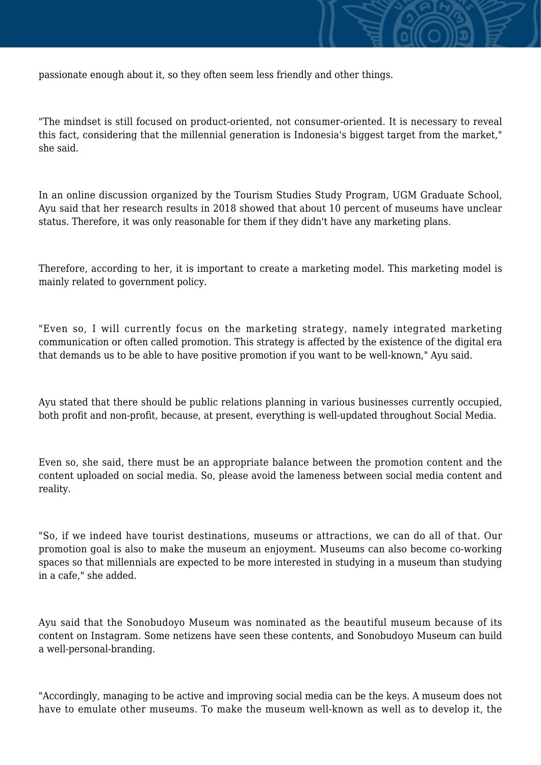passionate enough about it, so they often seem less friendly and other things.

"The mindset is still focused on product-oriented, not consumer-oriented. It is necessary to reveal this fact, considering that the millennial generation is Indonesia's biggest target from the market," she said.

In an online discussion organized by the Tourism Studies Study Program, UGM Graduate School, Ayu said that her research results in 2018 showed that about 10 percent of museums have unclear status. Therefore, it was only reasonable for them if they didn't have any marketing plans.

Therefore, according to her, it is important to create a marketing model. This marketing model is mainly related to government policy.

"Even so, I will currently focus on the marketing strategy, namely integrated marketing communication or often called promotion. This strategy is affected by the existence of the digital era that demands us to be able to have positive promotion if you want to be well-known," Ayu said.

Ayu stated that there should be public relations planning in various businesses currently occupied, both profit and non-profit, because, at present, everything is well-updated throughout Social Media.

Even so, she said, there must be an appropriate balance between the promotion content and the content uploaded on social media. So, please avoid the lameness between social media content and reality.

"So, if we indeed have tourist destinations, museums or attractions, we can do all of that. Our promotion goal is also to make the museum an enjoyment. Museums can also become co-working spaces so that millennials are expected to be more interested in studying in a museum than studying in a cafe," she added.

Ayu said that the Sonobudoyo Museum was nominated as the beautiful museum because of its content on Instagram. Some netizens have seen these contents, and Sonobudoyo Museum can build a well-personal-branding.

"Accordingly, managing to be active and improving social media can be the keys. A museum does not have to emulate other museums. To make the museum well-known as well as to develop it, the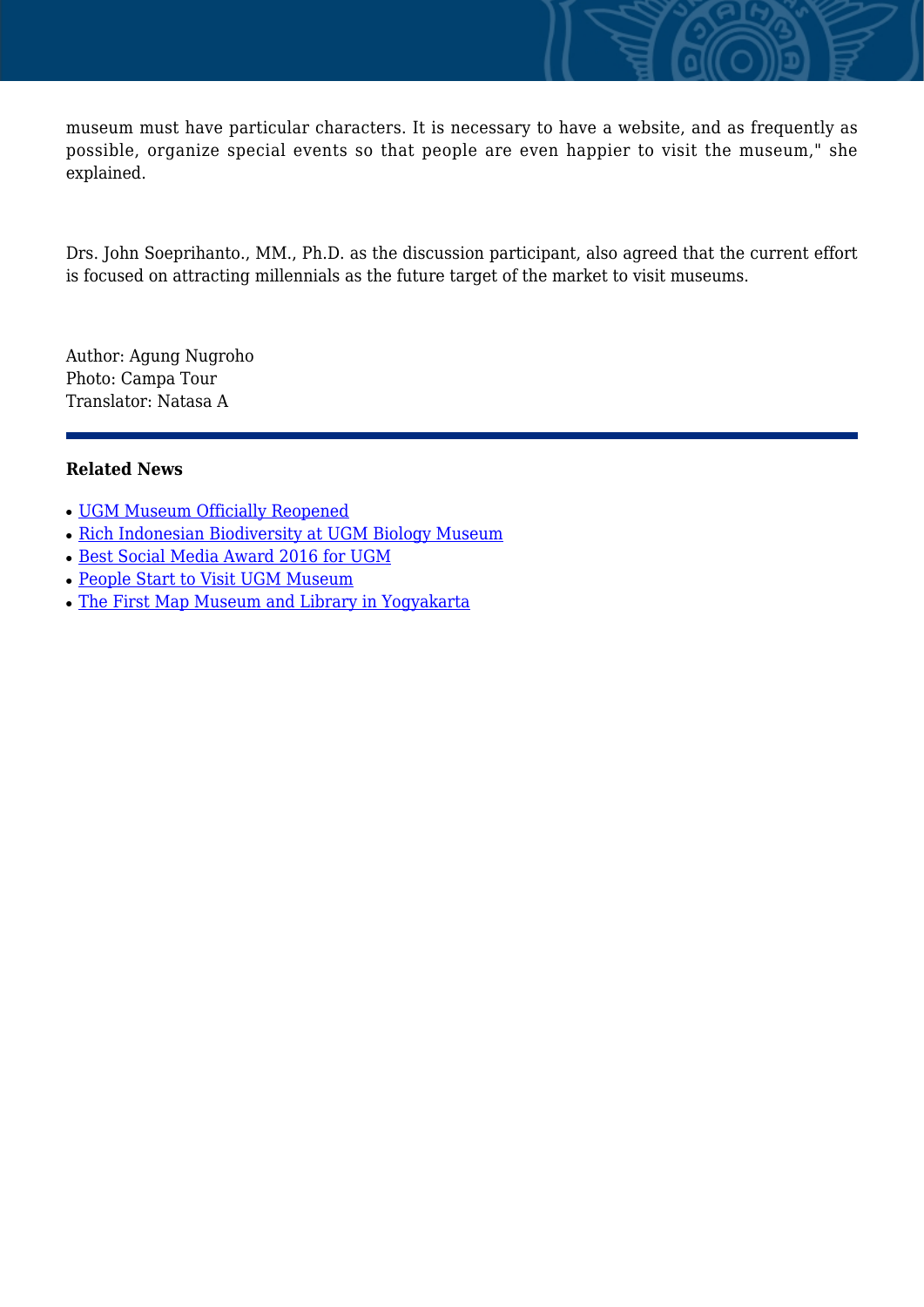museum must have particular characters. It is necessary to have a website, and as frequently as possible, organize special events so that people are even happier to visit the museum," she explained.

Drs. John Soeprihanto., MM., Ph.D. as the discussion participant, also agreed that the current effort is focused on attracting millennials as the future target of the market to visit museums.

Author: Agung Nugroho
Photo: Campa Tour
Translator: Natasa A

---

**Related News**

- UGM Museum Officially Reopened
- Rich Indonesian Biodiversity at UGM Biology Museum
- Best Social Media Award 2016 for UGM
- People Start to Visit UGM Museum
- The First Map Museum and Library in Yogyakarta